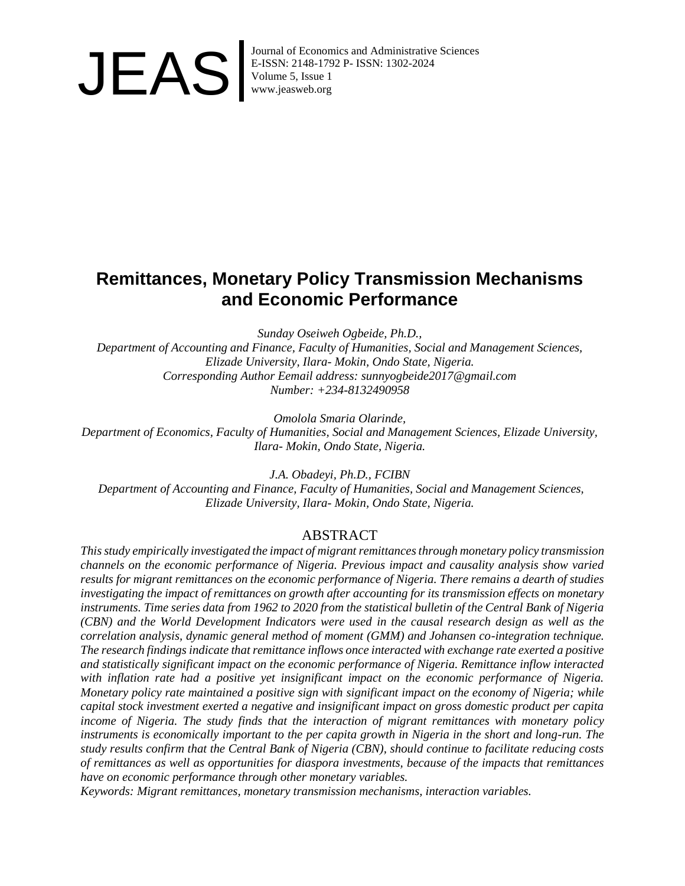# Remittances, Monetary Policy Transmission Mechanisms and Economic Performance

*Sunday Oseiweh Ogbeide, Ph.D.,*
*Department of Accounting and Finance, Faculty of Humanities, Social and Management Sciences, Elizade University, Ilara- Mokin, Ondo State, Nigeria.*
*Corresponding Author Eemail address: sunnyogbeide2017@gmail.com*
*Number: +234-8132490958*

*Omolola Smaria Olarinde,*
*Department of Economics, Faculty of Humanities, Social and Management Sciences, Elizade University, Ilara- Mokin, Ondo State, Nigeria.*

*J.A. Obadeyi, Ph.D., FCIBN*
*Department of Accounting and Finance, Faculty of Humanities, Social and Management Sciences, Elizade University, Ilara- Mokin, Ondo State, Nigeria.*

## ABSTRACT

*This study empirically investigated the impact of migrant remittances through monetary policy transmission channels on the economic performance of Nigeria. Previous impact and causality analysis show varied results for migrant remittances on the economic performance of Nigeria. There remains a dearth of studies investigating the impact of remittances on growth after accounting for its transmission effects on monetary instruments. Time series data from 1962 to 2020 from the statistical bulletin of the Central Bank of Nigeria (CBN) and the World Development Indicators were used in the causal research design as well as the correlation analysis, dynamic general method of moment (GMM) and Johansen co-integration technique. The research findings indicate that remittance inflows once interacted with exchange rate exerted a positive and statistically significant impact on the economic performance of Nigeria. Remittance inflow interacted with inflation rate had a positive yet insignificant impact on the economic performance of Nigeria. Monetary policy rate maintained a positive sign with significant impact on the economy of Nigeria; while capital stock investment exerted a negative and insignificant impact on gross domestic product per capita income of Nigeria. The study finds that the interaction of migrant remittances with monetary policy instruments is economically important to the per capita growth in Nigeria in the short and long-run. The study results confirm that the Central Bank of Nigeria (CBN), should continue to facilitate reducing costs of remittances as well as opportunities for diaspora investments, because of the impacts that remittances have on economic performance through other monetary variables.*

*Keywords: Migrant remittances, monetary transmission mechanisms, interaction variables.*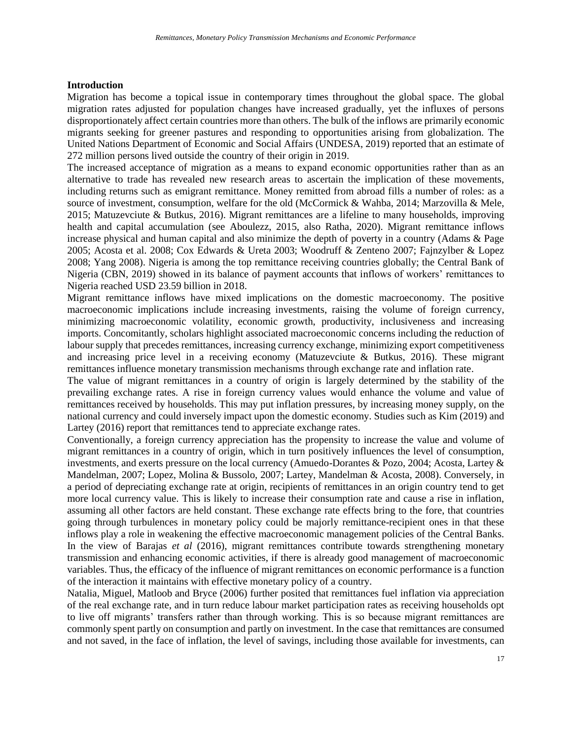## Introduction

Migration has become a topical issue in contemporary times throughout the global space. The global migration rates adjusted for population changes have increased gradually, yet the influxes of persons disproportionately affect certain countries more than others. The bulk of the inflows are primarily economic migrants seeking for greener pastures and responding to opportunities arising from globalization. The United Nations Department of Economic and Social Affairs (UNDESA, 2019) reported that an estimate of 272 million persons lived outside the country of their origin in 2019.

The increased acceptance of migration as a means to expand economic opportunities rather than as an alternative to trade has revealed new research areas to ascertain the implication of these movements, including returns such as emigrant remittance. Money remitted from abroad fills a number of roles: as a source of investment, consumption, welfare for the old (McCormick & Wahba, 2014; Marzovilla & Mele, 2015; Matuzevciute & Butkus, 2016). Migrant remittances are a lifeline to many households, improving health and capital accumulation (see Aboulezz, 2015, also Ratha, 2020). Migrant remittance inflows increase physical and human capital and also minimize the depth of poverty in a country (Adams & Page 2005; Acosta et al. 2008; Cox Edwards & Ureta 2003; Woodruff & Zenteno 2007; Fajnzylber & Lopez 2008; Yang 2008). Nigeria is among the top remittance receiving countries globally; the Central Bank of Nigeria (CBN, 2019) showed in its balance of payment accounts that inflows of workers' remittances to Nigeria reached USD 23.59 billion in 2018.

Migrant remittance inflows have mixed implications on the domestic macroeconomy. The positive macroeconomic implications include increasing investments, raising the volume of foreign currency, minimizing macroeconomic volatility, economic growth, productivity, inclusiveness and increasing imports. Concomitantly, scholars highlight associated macroeconomic concerns including the reduction of labour supply that precedes remittances, increasing currency exchange, minimizing export competitiveness and increasing price level in a receiving economy (Matuzevciute & Butkus, 2016). These migrant remittances influence monetary transmission mechanisms through exchange rate and inflation rate.

The value of migrant remittances in a country of origin is largely determined by the stability of the prevailing exchange rates. A rise in foreign currency values would enhance the volume and value of remittances received by households. This may put inflation pressures, by increasing money supply, on the national currency and could inversely impact upon the domestic economy. Studies such as Kim (2019) and Lartey (2016) report that remittances tend to appreciate exchange rates.

Conventionally, a foreign currency appreciation has the propensity to increase the value and volume of migrant remittances in a country of origin, which in turn positively influences the level of consumption, investments, and exerts pressure on the local currency (Amuedo-Dorantes & Pozo, 2004; Acosta, Lartey & Mandelman, 2007; Lopez, Molina & Bussolo, 2007; Lartey, Mandelman & Acosta, 2008). Conversely, in a period of depreciating exchange rate at origin, recipients of remittances in an origin country tend to get more local currency value. This is likely to increase their consumption rate and cause a rise in inflation, assuming all other factors are held constant. These exchange rate effects bring to the fore, that countries going through turbulences in monetary policy could be majorly remittance-recipient ones in that these inflows play a role in weakening the effective macroeconomic management policies of the Central Banks. In the view of Barajas *et al* (2016), migrant remittances contribute towards strengthening monetary transmission and enhancing economic activities, if there is already good management of macroeconomic variables. Thus, the efficacy of the influence of migrant remittances on economic performance is a function of the interaction it maintains with effective monetary policy of a country.

Natalia, Miguel, Matloob and Bryce (2006) further posited that remittances fuel inflation via appreciation of the real exchange rate, and in turn reduce labour market participation rates as receiving households opt to live off migrants' transfers rather than through working. This is so because migrant remittances are commonly spent partly on consumption and partly on investment. In the case that remittances are consumed and not saved, in the face of inflation, the level of savings, including those available for investments, can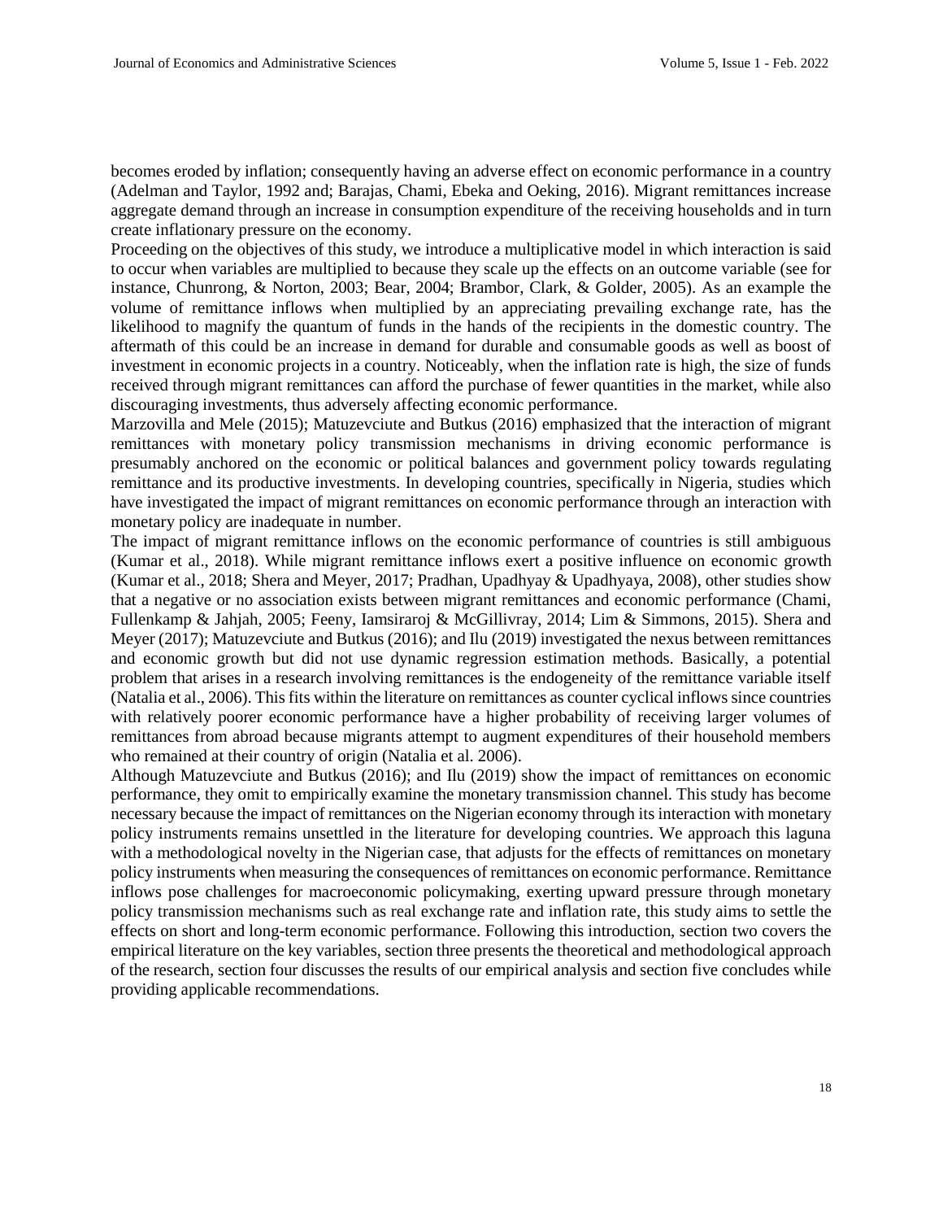becomes eroded by inflation; consequently having an adverse effect on economic performance in a country (Adelman and Taylor, 1992 and; Barajas, Chami, Ebeka and Oeking, 2016). Migrant remittances increase aggregate demand through an increase in consumption expenditure of the receiving households and in turn create inflationary pressure on the economy.

Proceeding on the objectives of this study, we introduce a multiplicative model in which interaction is said to occur when variables are multiplied to because they scale up the effects on an outcome variable (see for instance, Chunrong, & Norton, 2003; Bear, 2004; Brambor, Clark, & Golder, 2005). As an example the volume of remittance inflows when multiplied by an appreciating prevailing exchange rate, has the likelihood to magnify the quantum of funds in the hands of the recipients in the domestic country. The aftermath of this could be an increase in demand for durable and consumable goods as well as boost of investment in economic projects in a country. Noticeably, when the inflation rate is high, the size of funds received through migrant remittances can afford the purchase of fewer quantities in the market, while also discouraging investments, thus adversely affecting economic performance.

Marzovilla and Mele (2015); Matuzevciute and Butkus (2016) emphasized that the interaction of migrant remittances with monetary policy transmission mechanisms in driving economic performance is presumably anchored on the economic or political balances and government policy towards regulating remittance and its productive investments. In developing countries, specifically in Nigeria, studies which have investigated the impact of migrant remittances on economic performance through an interaction with monetary policy are inadequate in number.

The impact of migrant remittance inflows on the economic performance of countries is still ambiguous (Kumar et al., 2018). While migrant remittance inflows exert a positive influence on economic growth (Kumar et al., 2018; Shera and Meyer, 2017; Pradhan, Upadhyay & Upadhyaya, 2008), other studies show that a negative or no association exists between migrant remittances and economic performance (Chami, Fullenkamp & Jahjah, 2005; Feeny, Iamsiraroj & McGillivray, 2014; Lim & Simmons, 2015). Shera and Meyer (2017); Matuzevciute and Butkus (2016); and Ilu (2019) investigated the nexus between remittances and economic growth but did not use dynamic regression estimation methods. Basically, a potential problem that arises in a research involving remittances is the endogeneity of the remittance variable itself (Natalia et al., 2006). This fits within the literature on remittances as counter cyclical inflows since countries with relatively poorer economic performance have a higher probability of receiving larger volumes of remittances from abroad because migrants attempt to augment expenditures of their household members who remained at their country of origin (Natalia et al. 2006).

Although Matuzevciute and Butkus (2016); and Ilu (2019) show the impact of remittances on economic performance, they omit to empirically examine the monetary transmission channel. This study has become necessary because the impact of remittances on the Nigerian economy through its interaction with monetary policy instruments remains unsettled in the literature for developing countries. We approach this laguna with a methodological novelty in the Nigerian case, that adjusts for the effects of remittances on monetary policy instruments when measuring the consequences of remittances on economic performance. Remittance inflows pose challenges for macroeconomic policymaking, exerting upward pressure through monetary policy transmission mechanisms such as real exchange rate and inflation rate, this study aims to settle the effects on short and long-term economic performance. Following this introduction, section two covers the empirical literature on the key variables, section three presents the theoretical and methodological approach of the research, section four discusses the results of our empirical analysis and section five concludes while providing applicable recommendations.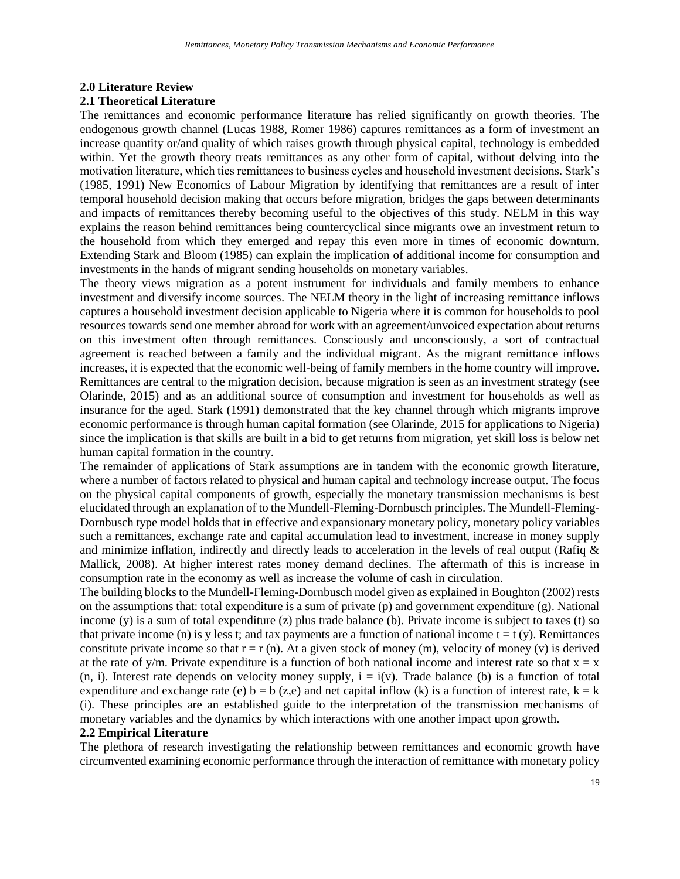## 2.0 Literature Review

### 2.1 Theoretical Literature

The remittances and economic performance literature has relied significantly on growth theories. The endogenous growth channel (Lucas 1988, Romer 1986) captures remittances as a form of investment an increase quantity or/and quality of which raises growth through physical capital, technology is embedded within. Yet the growth theory treats remittances as any other form of capital, without delving into the motivation literature, which ties remittances to business cycles and household investment decisions. Stark's (1985, 1991) New Economics of Labour Migration by identifying that remittances are a result of inter temporal household decision making that occurs before migration, bridges the gaps between determinants and impacts of remittances thereby becoming useful to the objectives of this study. NELM in this way explains the reason behind remittances being countercyclical since migrants owe an investment return to the household from which they emerged and repay this even more in times of economic downturn. Extending Stark and Bloom (1985) can explain the implication of additional income for consumption and investments in the hands of migrant sending households on monetary variables.

The theory views migration as a potent instrument for individuals and family members to enhance investment and diversify income sources. The NELM theory in the light of increasing remittance inflows captures a household investment decision applicable to Nigeria where it is common for households to pool resources towards send one member abroad for work with an agreement/unvoiced expectation about returns on this investment often through remittances. Consciously and unconsciously, a sort of contractual agreement is reached between a family and the individual migrant. As the migrant remittance inflows increases, it is expected that the economic well-being of family members in the home country will improve. Remittances are central to the migration decision, because migration is seen as an investment strategy (see Olarinde, 2015) and as an additional source of consumption and investment for households as well as insurance for the aged. Stark (1991) demonstrated that the key channel through which migrants improve economic performance is through human capital formation (see Olarinde, 2015 for applications to Nigeria) since the implication is that skills are built in a bid to get returns from migration, yet skill loss is below net human capital formation in the country.

The remainder of applications of Stark assumptions are in tandem with the economic growth literature, where a number of factors related to physical and human capital and technology increase output. The focus on the physical capital components of growth, especially the monetary transmission mechanisms is best elucidated through an explanation of to the Mundell-Fleming-Dornbusch principles. The Mundell-Fleming-Dornbusch type model holds that in effective and expansionary monetary policy, monetary policy variables such a remittances, exchange rate and capital accumulation lead to investment, increase in money supply and minimize inflation, indirectly and directly leads to acceleration in the levels of real output (Rafiq & Mallick, 2008). At higher interest rates money demand declines. The aftermath of this is increase in consumption rate in the economy as well as increase the volume of cash in circulation.

The building blocks to the Mundell-Fleming-Dornbusch model given as explained in Boughton (2002) rests on the assumptions that: total expenditure is a sum of private (p) and government expenditure (g). National income (y) is a sum of total expenditure (z) plus trade balance (b). Private income is subject to taxes (t) so that private income (n) is y less t; and tax payments are a function of national income $t = t(y)$. Remittances constitute private income so that $r = r(n)$. At a given stock of money (m), velocity of money (v) is derived at the rate of y/m. Private expenditure is a function of both national income and interest rate so that $x = x(n, i)$. Interest rate depends on velocity money supply, $i = i(v)$. Trade balance (b) is a function of total expenditure and exchange rate (e) $b = b(z,e)$ and net capital inflow (k) is a function of interest rate, $k = k(i)$. These principles are an established guide to the interpretation of the transmission mechanisms of monetary variables and the dynamics by which interactions with one another impact upon growth.

### 2.2 Empirical Literature

The plethora of research investigating the relationship between remittances and economic growth have circumvented examining economic performance through the interaction of remittance with monetary policy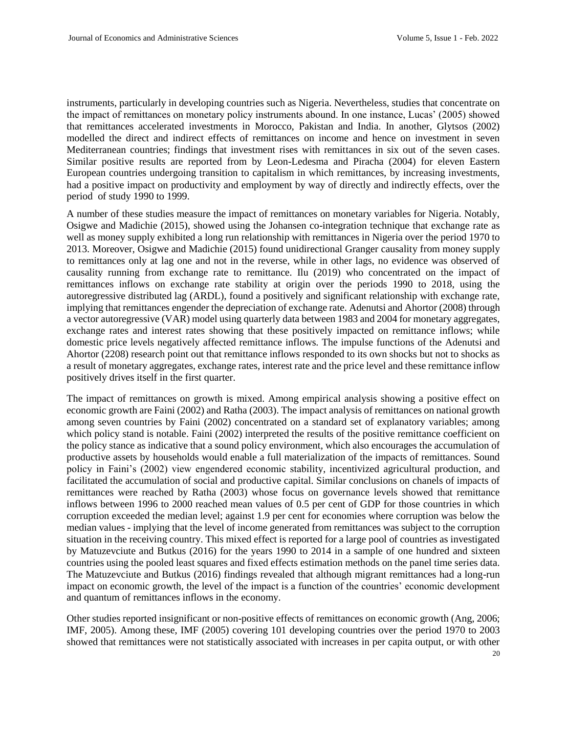instruments, particularly in developing countries such as Nigeria. Nevertheless, studies that concentrate on the impact of remittances on monetary policy instruments abound. In one instance, Lucas' (2005) showed that remittances accelerated investments in Morocco, Pakistan and India. In another, Glytsos (2002) modelled the direct and indirect effects of remittances on income and hence on investment in seven Mediterranean countries; findings that investment rises with remittances in six out of the seven cases. Similar positive results are reported from by Leon-Ledesma and Piracha (2004) for eleven Eastern European countries undergoing transition to capitalism in which remittances, by increasing investments, had a positive impact on productivity and employment by way of directly and indirectly effects, over the period of study 1990 to 1999.

A number of these studies measure the impact of remittances on monetary variables for Nigeria. Notably, Osigwe and Madichie (2015), showed using the Johansen co-integration technique that exchange rate as well as money supply exhibited a long run relationship with remittances in Nigeria over the period 1970 to 2013. Moreover, Osigwe and Madichie (2015) found unidirectional Granger causality from money supply to remittances only at lag one and not in the reverse, while in other lags, no evidence was observed of causality running from exchange rate to remittance. Ilu (2019) who concentrated on the impact of remittances inflows on exchange rate stability at origin over the periods 1990 to 2018, using the autoregressive distributed lag (ARDL), found a positively and significant relationship with exchange rate, implying that remittances engender the depreciation of exchange rate. Adenutsi and Ahortor (2008) through a vector autoregressive (VAR) model using quarterly data between 1983 and 2004 for monetary aggregates, exchange rates and interest rates showing that these positively impacted on remittance inflows; while domestic price levels negatively affected remittance inflows. The impulse functions of the Adenutsi and Ahortor (2208) research point out that remittance inflows responded to its own shocks but not to shocks as a result of monetary aggregates, exchange rates, interest rate and the price level and these remittance inflow positively drives itself in the first quarter.

The impact of remittances on growth is mixed. Among empirical analysis showing a positive effect on economic growth are Faini (2002) and Ratha (2003). The impact analysis of remittances on national growth among seven countries by Faini (2002) concentrated on a standard set of explanatory variables; among which policy stand is notable. Faini (2002) interpreted the results of the positive remittance coefficient on the policy stance as indicative that a sound policy environment, which also encourages the accumulation of productive assets by households would enable a full materialization of the impacts of remittances. Sound policy in Faini's (2002) view engendered economic stability, incentivized agricultural production, and facilitated the accumulation of social and productive capital. Similar conclusions on chanels of impacts of remittances were reached by Ratha (2003) whose focus on governance levels showed that remittance inflows between 1996 to 2000 reached mean values of 0.5 per cent of GDP for those countries in which corruption exceeded the median level; against 1.9 per cent for economies where corruption was below the median values - implying that the level of income generated from remittances was subject to the corruption situation in the receiving country. This mixed effect is reported for a large pool of countries as investigated by Matuzevciute and Butkus (2016) for the years 1990 to 2014 in a sample of one hundred and sixteen countries using the pooled least squares and fixed effects estimation methods on the panel time series data. The Matuzevciute and Butkus (2016) findings revealed that although migrant remittances had a long-run impact on economic growth, the level of the impact is a function of the countries' economic development and quantum of remittances inflows in the economy.

Other studies reported insignificant or non-positive effects of remittances on economic growth (Ang, 2006; IMF, 2005). Among these, IMF (2005) covering 101 developing countries over the period 1970 to 2003 showed that remittances were not statistically associated with increases in per capita output, or with other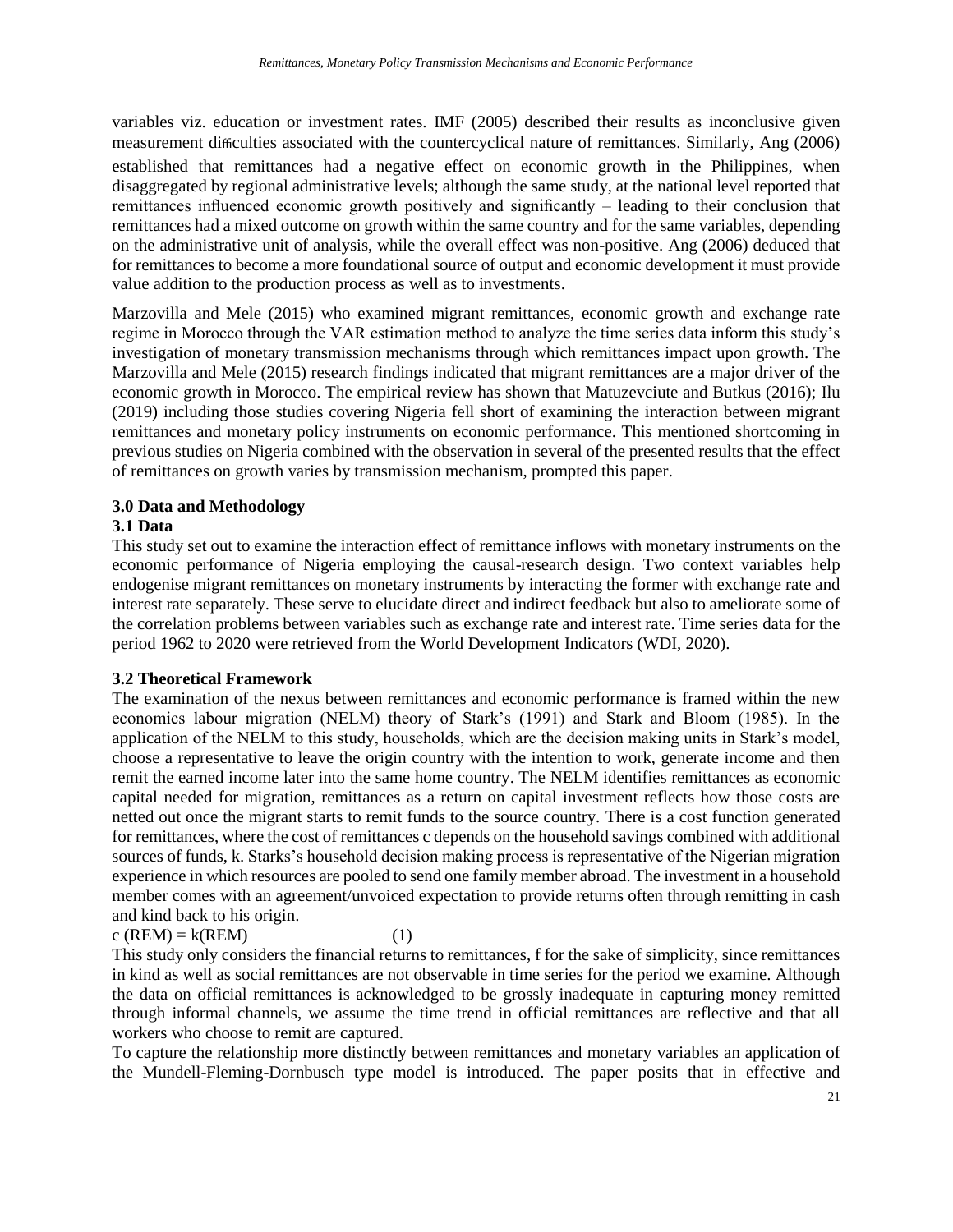variables viz. education or investment rates. IMF (2005) described their results as inconclusive given measurement difficulties associated with the countercyclical nature of remittances. Similarly, Ang (2006) established that remittances had a negative effect on economic growth in the Philippines, when disaggregated by regional administrative levels; although the same study, at the national level reported that remittances influenced economic growth positively and significantly – leading to their conclusion that remittances had a mixed outcome on growth within the same country and for the same variables, depending on the administrative unit of analysis, while the overall effect was non-positive. Ang (2006) deduced that for remittances to become a more foundational source of output and economic development it must provide value addition to the production process as well as to investments.

Marzovilla and Mele (2015) who examined migrant remittances, economic growth and exchange rate regime in Morocco through the VAR estimation method to analyze the time series data inform this study's investigation of monetary transmission mechanisms through which remittances impact upon growth. The Marzovilla and Mele (2015) research findings indicated that migrant remittances are a major driver of the economic growth in Morocco. The empirical review has shown that Matuzevciute and Butkus (2016); Ilu (2019) including those studies covering Nigeria fell short of examining the interaction between migrant remittances and monetary policy instruments on economic performance. This mentioned shortcoming in previous studies on Nigeria combined with the observation in several of the presented results that the effect of remittances on growth varies by transmission mechanism, prompted this paper.

## 3.0 Data and Methodology

### 3.1 Data

This study set out to examine the interaction effect of remittance inflows with monetary instruments on the economic performance of Nigeria employing the causal-research design. Two context variables help endogenise migrant remittances on monetary instruments by interacting the former with exchange rate and interest rate separately. These serve to elucidate direct and indirect feedback but also to ameliorate some of the correlation problems between variables such as exchange rate and interest rate. Time series data for the period 1962 to 2020 were retrieved from the World Development Indicators (WDI, 2020).

### 3.2 Theoretical Framework

The examination of the nexus between remittances and economic performance is framed within the new economics labour migration (NELM) theory of Stark's (1991) and Stark and Bloom (1985). In the application of the NELM to this study, households, which are the decision making units in Stark's model, choose a representative to leave the origin country with the intention to work, generate income and then remit the earned income later into the same home country. The NELM identifies remittances as economic capital needed for migration, remittances as a return on capital investment reflects how those costs are netted out once the migrant starts to remit funds to the source country. There is a cost function generated for remittances, where the cost of remittances c depends on the household savings combined with additional sources of funds, k. Starks's household decision making process is representative of the Nigerian migration experience in which resources are pooled to send one family member abroad. The investment in a household member comes with an agreement/unvoiced expectation to provide returns often through remitting in cash and kind back to his origin.

$$c\,(REM) = k(REM) \qquad (1)$$

This study only considers the financial returns to remittances, f for the sake of simplicity, since remittances in kind as well as social remittances are not observable in time series for the period we examine. Although the data on official remittances is acknowledged to be grossly inadequate in capturing money remitted through informal channels, we assume the time trend in official remittances are reflective and that all workers who choose to remit are captured.

To capture the relationship more distinctly between remittances and monetary variables an application of the Mundell-Fleming-Dornbusch type model is introduced. The paper posits that in effective and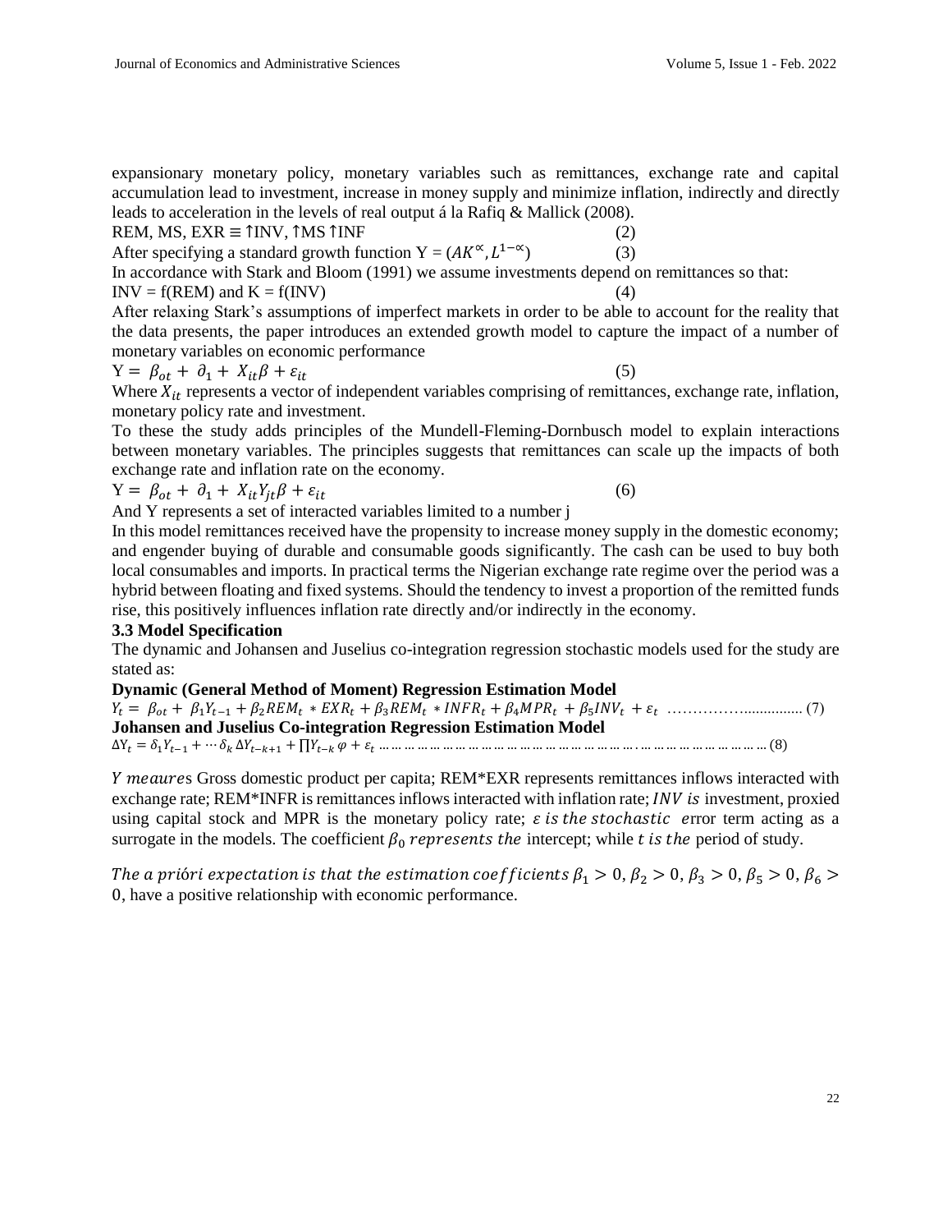expansionary monetary policy, monetary variables such as remittances, exchange rate and capital accumulation lead to investment, increase in money supply and minimize inflation, indirectly and directly leads to acceleration in the levels of real output á la Rafiq & Mallick (2008).

REM, MS, EXR ≡ ↑INV, ↑MS ↑INF (2)

After specifying a standard growth function $Y = (AK^{\propto}, L^{1-\propto})$ (3)

In accordance with Stark and Bloom (1991) we assume investments depend on remittances so that:

INV = f(REM) and K = f(INV) (4)

After relaxing Stark's assumptions of imperfect markets in order to be able to account for the reality that the data presents, the paper introduces an extended growth model to capture the impact of a number of monetary variables on economic performance

$$Y = \beta_{ot} + \partial_1 + X_{it}\beta + \varepsilon_{it} \quad (5)$$

Where $X_{it}$ represents a vector of independent variables comprising of remittances, exchange rate, inflation, monetary policy rate and investment.

To these the study adds principles of the Mundell-Fleming-Dornbusch model to explain interactions between monetary variables. The principles suggests that remittances can scale up the impacts of both exchange rate and inflation rate on the economy.

$$Y = \beta_{ot} + \partial_1 + X_{it}Y_{jt}\beta + \varepsilon_{it} \quad (6)$$

And Y represents a set of interacted variables limited to a number j

In this model remittances received have the propensity to increase money supply in the domestic economy; and engender buying of durable and consumable goods significantly. The cash can be used to buy both local consumables and imports. In practical terms the Nigerian exchange rate regime over the period was a hybrid between floating and fixed systems. Should the tendency to invest a proportion of the remitted funds rise, this positively influences inflation rate directly and/or indirectly in the economy.

### 3.3 Model Specification

The dynamic and Johansen and Juselius co-integration regression stochastic models used for the study are stated as:

**Dynamic (General Method of Moment) Regression Estimation Model**

$$Y_t = \beta_{ot} + \beta_1 Y_{t-1} + \beta_2 REM_t * EXR_t + \beta_3 REM_t * INFR_t + \beta_4 MPR_t + \beta_5 INV_t + \varepsilon_t \quad (7)$$

**Johansen and Juselius Co-integration Regression Estimation Model**

$$\Delta Y_t = \delta_1 Y_{t-1} + \cdots \delta_k \Delta Y_{t-k+1} + \prod Y_{t-k}\varphi + \varepsilon_t \quad (8)$$

$Y$ meaures Gross domestic product per capita; REM*EXR represents remittances inflows interacted with exchange rate; REM*INFR is remittances inflows interacted with inflation rate; $INV$ is investment, proxied using capital stock and MPR is the monetary policy rate; $\varepsilon$ is the stochastic error term acting as a surrogate in the models. The coefficient $\beta_0$ represents the intercept; while $t$ is the period of study.

*The a prióri expectation is that the estimation coefficients* $\beta_1 > 0, \beta_2 > 0, \beta_3 > 0, \beta_5 > 0, \beta_6 > 0$, have a positive relationship with economic performance.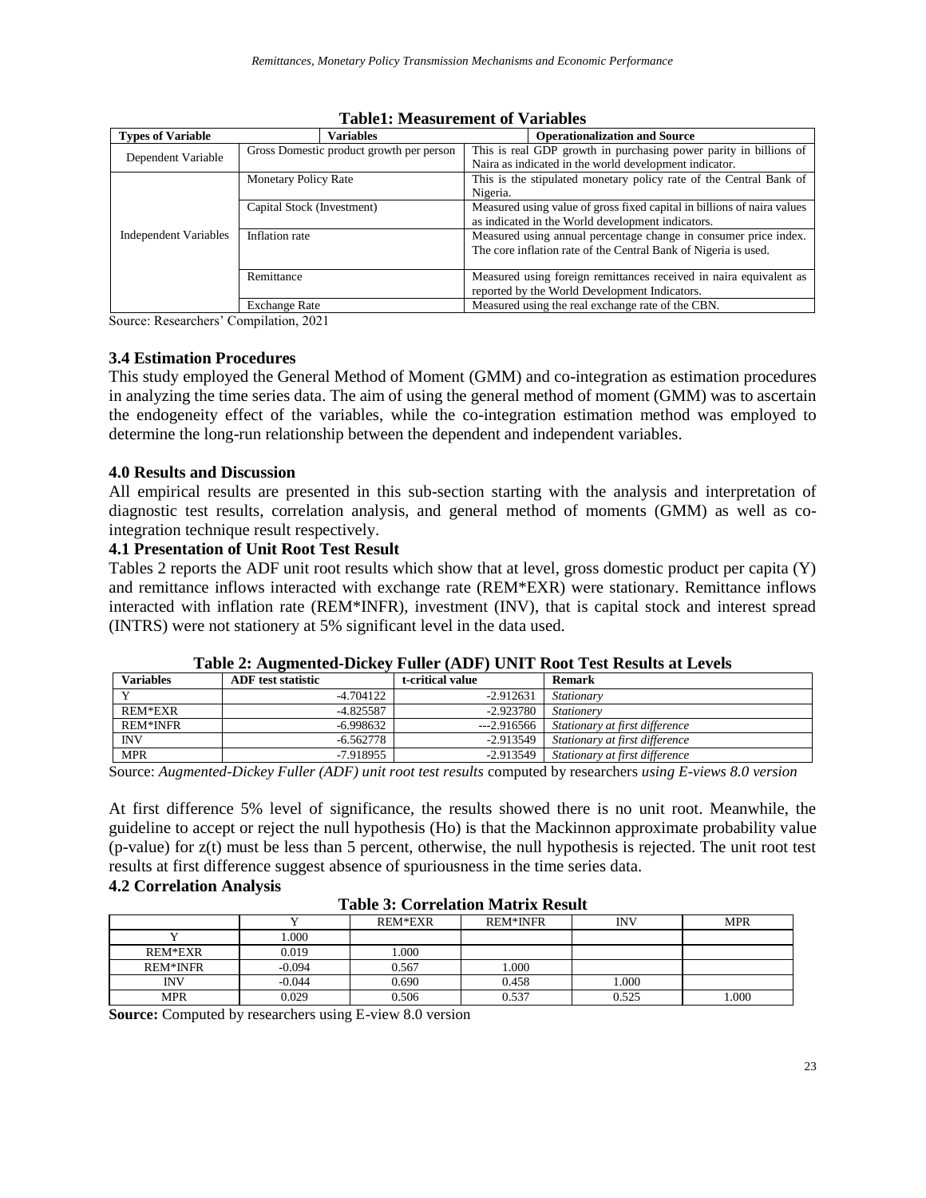**Table1: Measurement of Variables**

| Types of Variable | Variables | Operationalization and Source |
|---|---|---|
| Dependent Variable | Gross Domestic product growth per person | This is real GDP growth in purchasing power parity in billions of Naira as indicated in the world development indicator. |
| Independent Variables | Monetary Policy Rate | This is the stipulated monetary policy rate of the Central Bank of Nigeria. |
| | Capital Stock (Investment) | Measured using value of gross fixed capital in billions of naira values as indicated in the World development indicators. |
| | Inflation rate | Measured using annual percentage change in consumer price index. The core inflation rate of the Central Bank of Nigeria is used. |
| | Remittance | Measured using foreign remittances received in naira equivalent as reported by the World Development Indicators. |
| | Exchange Rate | Measured using the real exchange rate of the CBN. |

Source: Researchers' Compilation, 2021

### 3.4 Estimation Procedures

This study employed the General Method of Moment (GMM) and co-integration as estimation procedures in analyzing the time series data. The aim of using the general method of moment (GMM) was to ascertain the endogeneity effect of the variables, while the co-integration estimation method was employed to determine the long-run relationship between the dependent and independent variables.

## 4.0 Results and Discussion

All empirical results are presented in this sub-section starting with the analysis and interpretation of diagnostic test results, correlation analysis, and general method of moments (GMM) as well as co-integration technique result respectively.

### 4.1 Presentation of Unit Root Test Result

Tables 2 reports the ADF unit root results which show that at level, gross domestic product per capita (Y) and remittance inflows interacted with exchange rate (REM*EXR) were stationary. Remittance inflows interacted with inflation rate (REM*INFR), investment (INV), that is capital stock and interest spread (INTRS) were not stationery at 5% significant level in the data used.

**Table 2: Augmented-Dickey Fuller (ADF) UNIT Root Test Results at Levels**

| Variables | ADF test statistic | t-critical value | Remark |
|---|---|---|---|
| Y | -4.704122 | -2.912631 | *Stationary* |
| REM*EXR | -4.825587 | -2.923780 | *Stationery* |
| REM*INFR | -6.998632 | ---2.916566 | *Stationary at first difference* |
| INV | -6.562778 | -2.913549 | *Stationary at first difference* |
| MPR | -7.918955 | -2.913549 | *Stationary at first difference* |

Source: *Augmented-Dickey Fuller (ADF) unit root test results* computed by researchers *using E-views 8.0 version*

At first difference 5% level of significance, the results showed there is no unit root. Meanwhile, the guideline to accept or reject the null hypothesis (Ho) is that the Mackinnon approximate probability value (p-value) for z(t) must be less than 5 percent, otherwise, the null hypothesis is rejected. The unit root test results at first difference suggest absence of spuriousness in the time series data.

### 4.2 Correlation Analysis

**Table 3: Correlation Matrix Result**

| | Y | REM*EXR | REM*INFR | INV | MPR |
|---|---|---|---|---|---|
| Y | 1.000 | | | | |
| REM*EXR | 0.019 | 1.000 | | | |
| REM*INFR | -0.094 | 0.567 | 1.000 | | |
| INV | -0.044 | 0.690 | 0.458 | 1.000 | |
| MPR | 0.029 | 0.506 | 0.537 | 0.525 | 1.000 |

**Source:** Computed by researchers using E-view 8.0 version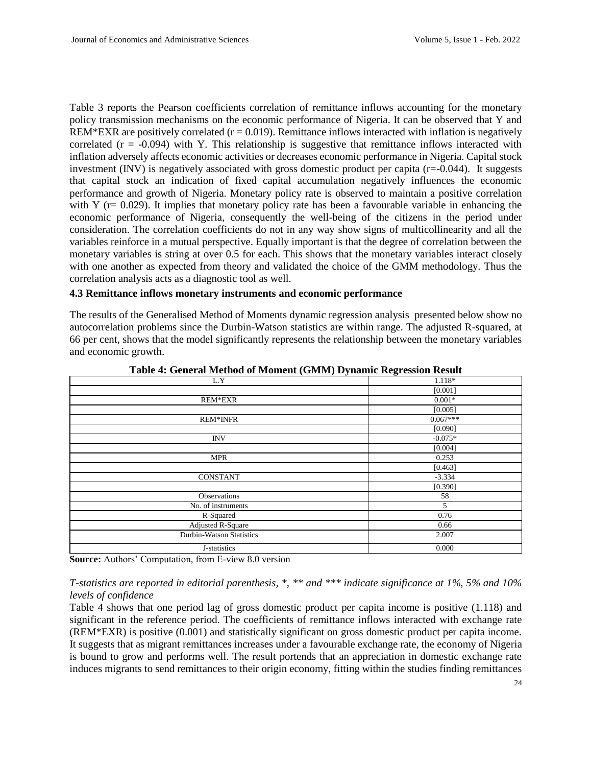Table 3 reports the Pearson coefficients correlation of remittance inflows accounting for the monetary policy transmission mechanisms on the economic performance of Nigeria. It can be observed that Y and REM*EXR are positively correlated ($r = 0.019$). Remittance inflows interacted with inflation is negatively correlated ($r = -0.094$) with Y. This relationship is suggestive that remittance inflows interacted with inflation adversely affects economic activities or decreases economic performance in Nigeria. Capital stock investment (INV) is negatively associated with gross domestic product per capita ($r=-0.044$). It suggests that capital stock an indication of fixed capital accumulation negatively influences the economic performance and growth of Nigeria. Monetary policy rate is observed to maintain a positive correlation with Y ($r= 0.029$). It implies that monetary policy rate has been a favourable variable in enhancing the economic performance of Nigeria, consequently the well-being of the citizens in the period under consideration. The correlation coefficients do not in any way show signs of multicollinearity and all the variables reinforce in a mutual perspective. Equally important is that the degree of correlation between the monetary variables is string at over 0.5 for each. This shows that the monetary variables interact closely with one another as expected from theory and validated the choice of the GMM methodology. Thus the correlation analysis acts as a diagnostic tool as well.

### 4.3 Remittance inflows monetary instruments and economic performance

The results of the Generalised Method of Moments dynamic regression analysis presented below show no autocorrelation problems since the Durbin-Watson statistics are within range. The adjusted R-squared, at 66 per cent, shows that the model significantly represents the relationship between the monetary variables and economic growth.

**Table 4: General Method of Moment (GMM) Dynamic Regression Result**

| | |
|---|---|
| L.Y | 1.118* |
| | [0.001] |
| REM*EXR | 0.001* |
| | [0.005] |
| REM*INFR | 0.067*** |
| | [0.090] |
| INV | -0.075* |
| | [0.004] |
| MPR | 0.253 |
| | [0.463] |
| CONSTANT | -3.334 |
| | [0.390] |
| Observations | 58 |
| No. of instruments | 5 |
| R-Squared | 0.76 |
| Adjusted R-Square | 0.66 |
| Durbin-Watson Statistics | 2.007 |
| J-statistics | 0.000 |

**Source:** Authors' Computation, from E-view 8.0 version

*T-statistics are reported in editorial parenthesis, *, ** and *** indicate significance at 1%, 5% and 10% levels of confidence*

Table 4 shows that one period lag of gross domestic product per capita income is positive (1.118) and significant in the reference period. The coefficients of remittance inflows interacted with exchange rate (REM*EXR) is positive (0.001) and statistically significant on gross domestic product per capita income. It suggests that as migrant remittances increases under a favourable exchange rate, the economy of Nigeria is bound to grow and performs well. The result portends that an appreciation in domestic exchange rate induces migrants to send remittances to their origin economy, fitting within the studies finding remittances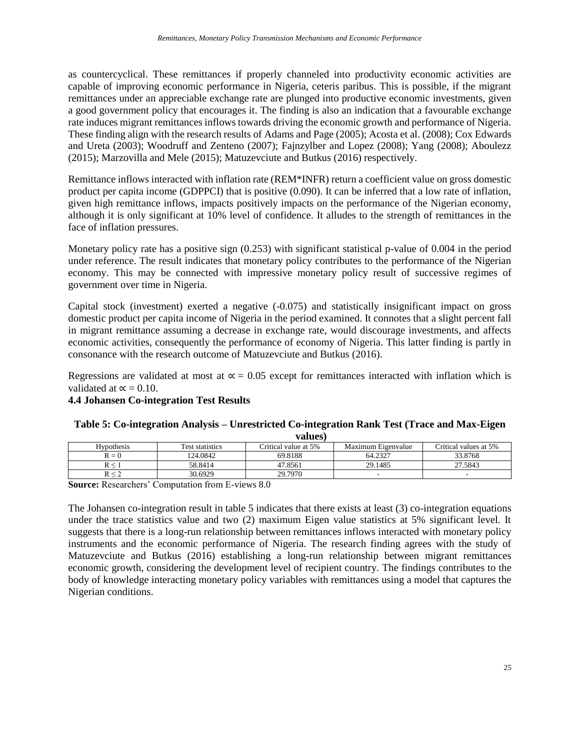as countercyclical. These remittances if properly channeled into productivity economic activities are capable of improving economic performance in Nigeria, ceteris paribus. This is possible, if the migrant remittances under an appreciable exchange rate are plunged into productive economic investments, given a good government policy that encourages it. The finding is also an indication that a favourable exchange rate induces migrant remittances inflows towards driving the economic growth and performance of Nigeria. These finding align with the research results of Adams and Page (2005); Acosta et al. (2008); Cox Edwards and Ureta (2003); Woodruff and Zenteno (2007); Fajnzylber and Lopez (2008); Yang (2008); Aboulezz (2015); Marzovilla and Mele (2015); Matuzevciute and Butkus (2016) respectively.

Remittance inflows interacted with inflation rate (REM*INFR) return a coefficient value on gross domestic product per capita income (GDPPCI) that is positive (0.090). It can be inferred that a low rate of inflation, given high remittance inflows, impacts positively impacts on the performance of the Nigerian economy, although it is only significant at 10% level of confidence. It alludes to the strength of remittances in the face of inflation pressures.

Monetary policy rate has a positive sign (0.253) with significant statistical p-value of 0.004 in the period under reference. The result indicates that monetary policy contributes to the performance of the Nigerian economy. This may be connected with impressive monetary policy result of successive regimes of government over time in Nigeria.

Capital stock (investment) exerted a negative (-0.075) and statistically insignificant impact on gross domestic product per capita income of Nigeria in the period examined. It connotes that a slight percent fall in migrant remittance assuming a decrease in exchange rate, would discourage investments, and affects economic activities, consequently the performance of economy of Nigeria. This latter finding is partly in consonance with the research outcome of Matuzevciute and Butkus (2016).

Regressions are validated at most at $\propto = 0.05$ except for remittances interacted with inflation which is validated at $\propto = 0.10$.

### 4.4 Johansen Co-integration Test Results

**Table 5: Co-integration Analysis – Unrestricted Co-integration Rank Test (Trace and Max-Eigen values)**

| Hypothesis | Test statistics | Critical value at 5% | Maximum Eigenvalue | Critical values at 5% |
|---|---|---|---|---|
| $R = 0$ | 124.0842 | 69.8188 | 64.2327 | 33.8768 |
| $R \leq 1$ | 58.8414 | 47.8561 | 29.1485 | 27.5843 |
| $R \leq 2$ | 30.6929 | 29.7970 | - | - |

**Source:** Researchers' Computation from E-views 8.0

The Johansen co-integration result in table 5 indicates that there exists at least (3) co-integration equations under the trace statistics value and two (2) maximum Eigen value statistics at 5% significant level. It suggests that there is a long-run relationship between remittances inflows interacted with monetary policy instruments and the economic performance of Nigeria. The research finding agrees with the study of Matuzevciute and Butkus (2016) establishing a long-run relationship between migrant remittances economic growth, considering the development level of recipient country. The findings contributes to the body of knowledge interacting monetary policy variables with remittances using a model that captures the Nigerian conditions.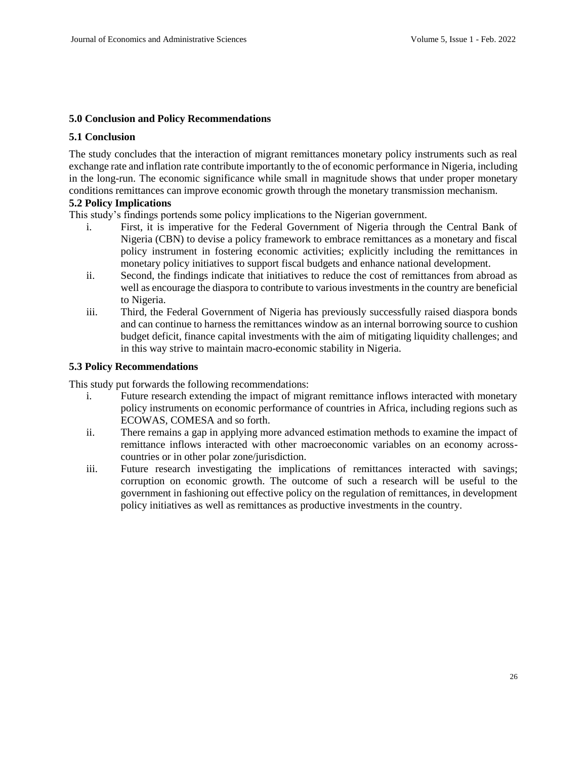## 5.0 Conclusion and Policy Recommendations

### 5.1 Conclusion

The study concludes that the interaction of migrant remittances monetary policy instruments such as real exchange rate and inflation rate contribute importantly to the of economic performance in Nigeria, including in the long-run. The economic significance while small in magnitude shows that under proper monetary conditions remittances can improve economic growth through the monetary transmission mechanism.

### 5.2 Policy Implications

This study's findings portends some policy implications to the Nigerian government.

i. First, it is imperative for the Federal Government of Nigeria through the Central Bank of Nigeria (CBN) to devise a policy framework to embrace remittances as a monetary and fiscal policy instrument in fostering economic activities; explicitly including the remittances in monetary policy initiatives to support fiscal budgets and enhance national development.

ii. Second, the findings indicate that initiatives to reduce the cost of remittances from abroad as well as encourage the diaspora to contribute to various investments in the country are beneficial to Nigeria.

iii. Third, the Federal Government of Nigeria has previously successfully raised diaspora bonds and can continue to harness the remittances window as an internal borrowing source to cushion budget deficit, finance capital investments with the aim of mitigating liquidity challenges; and in this way strive to maintain macro-economic stability in Nigeria.

### 5.3 Policy Recommendations

This study put forwards the following recommendations:

i. Future research extending the impact of migrant remittance inflows interacted with monetary policy instruments on economic performance of countries in Africa, including regions such as ECOWAS, COMESA and so forth.

ii. There remains a gap in applying more advanced estimation methods to examine the impact of remittance inflows interacted with other macroeconomic variables on an economy across-countries or in other polar zone/jurisdiction.

iii. Future research investigating the implications of remittances interacted with savings; corruption on economic growth. The outcome of such a research will be useful to the government in fashioning out effective policy on the regulation of remittances, in development policy initiatives as well as remittances as productive investments in the country.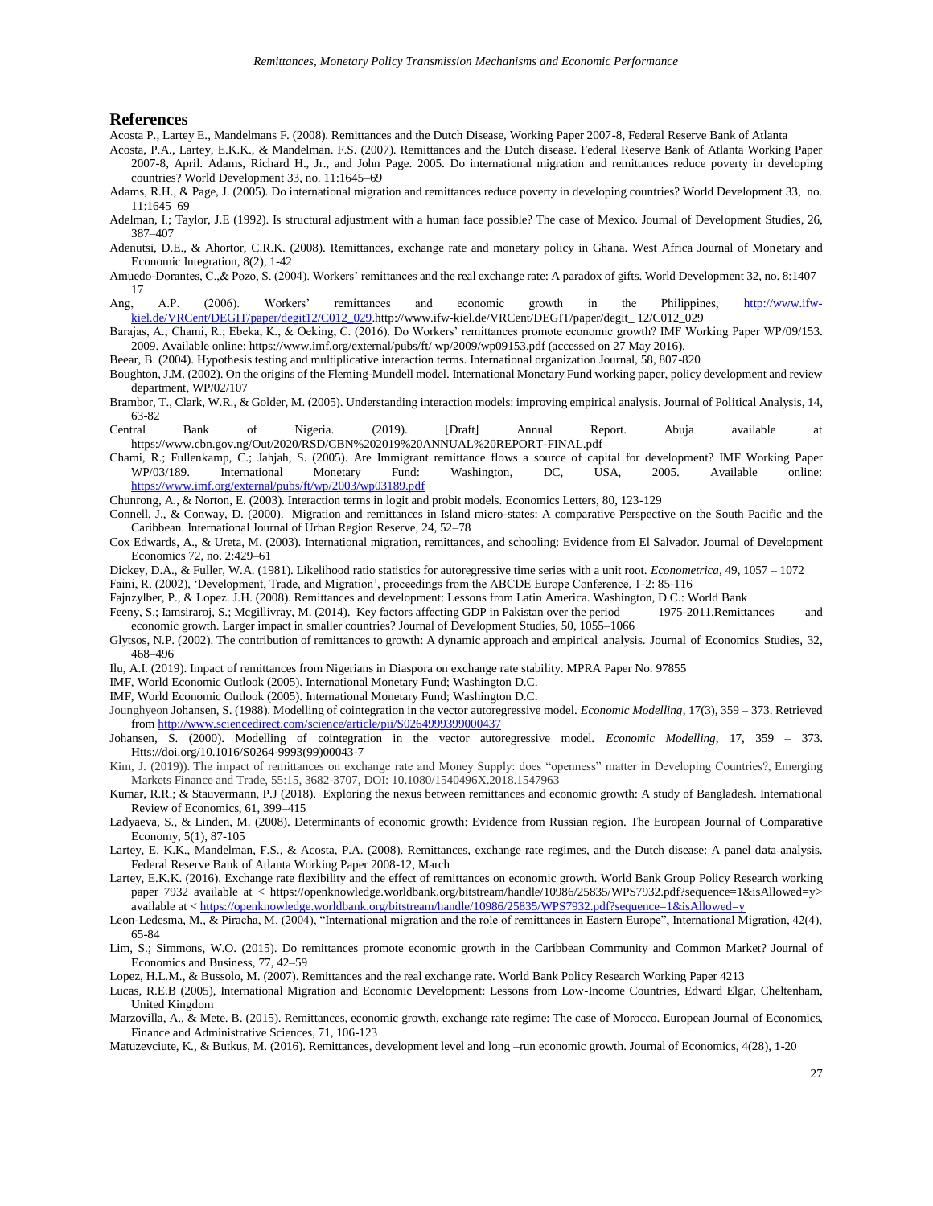## References

Acosta P., Lartey E., Mandelmans F. (2008). Remittances and the Dutch Disease, Working Paper 2007-8, Federal Reserve Bank of Atlanta

Acosta, P.A., Lartey, E.K.K., & Mandelman. F.S. (2007). Remittances and the Dutch disease. Federal Reserve Bank of Atlanta Working Paper 2007-8, April. Adams, Richard H., Jr., and John Page. 2005. Do international migration and remittances reduce poverty in developing countries? World Development 33, no. 11:1645–69

Adams, R.H., & Page, J. (2005). Do international migration and remittances reduce poverty in developing countries? World Development 33, no. 11:1645–69

Adelman, I.; Taylor, J.E (1992). Is structural adjustment with a human face possible? The case of Mexico. Journal of Development Studies, 26, 387–407

Adenutsi, D.E., & Ahortor, C.R.K. (2008). Remittances, exchange rate and monetary policy in Ghana. West Africa Journal of Monetary and Economic Integration, 8(2), 1-42

Amuedo-Dorantes, C.,& Pozo, S. (2004). Workers' remittances and the real exchange rate: A paradox of gifts. World Development 32, no. 8:1407–17

Ang, A.P. (2006). Workers' remittances and economic growth in the Philippines, http://www.ifw-kiel.de/VRCent/DEGIT/paper/degit12/C012_029.http://www.ifw-kiel.de/VRCent/DEGIT/paper/degit_ 12/C012_029

Barajas, A.; Chami, R.; Ebeka, K., & Oeking, C. (2016). Do Workers' remittances promote economic growth? IMF Working Paper WP/09/153. 2009. Available online: https://www.imf.org/external/pubs/ft/ wp/2009/wp09153.pdf (accessed on 27 May 2016).

Beear, B. (2004). Hypothesis testing and multiplicative interaction terms. International organization Journal, 58, 807-820

Boughton, J.M. (2002). On the origins of the Fleming-Mundell model. International Monetary Fund working paper, policy development and review department, WP/02/107

Brambor, T., Clark, W.R., & Golder, M. (2005). Understanding interaction models: improving empirical analysis. Journal of Political Analysis, 14, 63-82

Central Bank of Nigeria. (2019). [Draft] Annual Report. Abuja available at https://www.cbn.gov.ng/Out/2020/RSD/CBN%202019%20ANNUAL%20REPORT-FINAL.pdf

Chami, R.; Fullenkamp, C.; Jahjah, S. (2005). Are Immigrant remittance flows a source of capital for development? IMF Working Paper WP/03/189. International Monetary Fund: Washington, DC, USA, 2005. Available online: https://www.imf.org/external/pubs/ft/wp/2003/wp03189.pdf

Chunrong, A., & Norton, E. (2003). Interaction terms in logit and probit models. Economics Letters, 80, 123-129

Connell, J., & Conway, D. (2000). Migration and remittances in Island micro-states: A comparative Perspective on the South Pacific and the Caribbean. International Journal of Urban Region Reserve, 24, 52–78

Cox Edwards, A., & Ureta, M. (2003). International migration, remittances, and schooling: Evidence from El Salvador. Journal of Development Economics 72, no. 2:429–61

Dickey, D.A., & Fuller, W.A. (1981). Likelihood ratio statistics for autoregressive time series with a unit root. *Econometrica*, 49, 1057 – 1072

Faini, R. (2002), 'Development, Trade, and Migration', proceedings from the ABCDE Europe Conference, 1-2: 85-116

Fajnzylber, P., & Lopez. J.H. (2008). Remittances and development: Lessons from Latin America. Washington, D.C.: World Bank

Feeny, S.; Iamsiraroj, S.; Mcgillivray, M. (2014). Key factors affecting GDP in Pakistan over the period 1975-2011.Remittances and economic growth. Larger impact in smaller countries? Journal of Development Studies, 50, 1055–1066

Glytsos, N.P. (2002). The contribution of remittances to growth: A dynamic approach and empirical analysis. Journal of Economics Studies, 32, 468–496

Ilu, A.I. (2019). Impact of remittances from Nigerians in Diaspora on exchange rate stability. MPRA Paper No. 97855

IMF, World Economic Outlook (2005). International Monetary Fund; Washington D.C.

IMF, World Economic Outlook (2005). International Monetary Fund; Washington D.C.

Jounghyeon Johansen, S. (1988). Modelling of cointegration in the vector autoregressive model. *Economic Modelling*, 17(3), 359 – 373. Retrieved from http://www.sciencedirect.com/science/article/pii/S0264999399000437

Johansen, S. (2000). Modelling of cointegration in the vector autoregressive model. *Economic Modelling*, 17, 359 – 373. Htts://doi.org/10.1016/S0264-9993(99)00043-7

Kim, J. (2019)). The impact of remittances on exchange rate and Money Supply: does "openness" matter in Developing Countries?, Emerging Markets Finance and Trade, 55:15, 3682-3707, DOI: 10.1080/1540496X.2018.1547963

Kumar, R.R.; & Stauvermann, P.J (2018). Exploring the nexus between remittances and economic growth: A study of Bangladesh. International Review of Economics, 61, 399–415

Ladyaeva, S., & Linden, M. (2008). Determinants of economic growth: Evidence from Russian region. The European Journal of Comparative Economy, 5(1), 87-105

Lartey, E. K.K., Mandelman, F.S., & Acosta, P.A. (2008). Remittances, exchange rate regimes, and the Dutch disease: A panel data analysis. Federal Reserve Bank of Atlanta Working Paper 2008-12, March

Lartey, E.K.K. (2016). Exchange rate flexibility and the effect of remittances on economic growth. World Bank Group Policy Research working paper 7932 available at < https://openknowledge.worldbank.org/bitstream/handle/10986/25835/WPS7932.pdf?sequence=1&isAllowed=y> available at < https://openknowledge.worldbank.org/bitstream/handle/10986/25835/WPS7932.pdf?sequence=1&isAllowed=y

Leon-Ledesma, M., & Piracha, M. (2004), "International migration and the role of remittances in Eastern Europe", International Migration, 42(4), 65-84

Lim, S.; Simmons, W.O. (2015). Do remittances promote economic growth in the Caribbean Community and Common Market? Journal of Economics and Business, 77, 42–59

Lopez, H.L.M., & Bussolo, M. (2007). Remittances and the real exchange rate. World Bank Policy Research Working Paper 4213

Lucas, R.E.B (2005), International Migration and Economic Development: Lessons from Low-Income Countries, Edward Elgar, Cheltenham, United Kingdom

Marzovilla, A., & Mete. B. (2015). Remittances, economic growth, exchange rate regime: The case of Morocco. European Journal of Economics, Finance and Administrative Sciences, 71, 106-123

Matuzevciute, K., & Butkus, M. (2016). Remittances, development level and long –run economic growth. Journal of Economics, 4(28), 1-20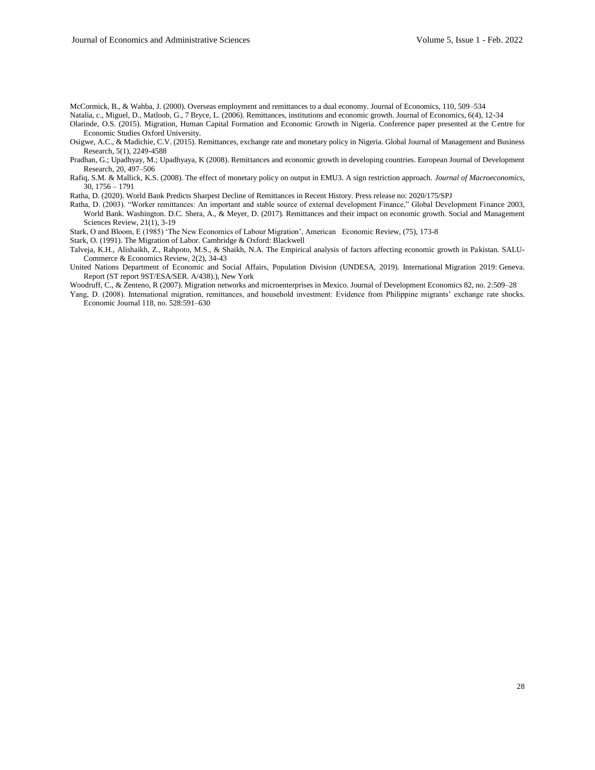McCormick, B., & Wahba, J. (2000). Overseas employment and remittances to a dual economy. Journal of Economics, 110, 509–534

Natalia, c., Miguel, D., Matloob, G., 7 Bryce, L. (2006). Remittances, institutions and economic growth. Journal of Economics, 6(4), 12-34

Olarinde, O.S. (2015). Migration, Human Capital Formation and Economic Growth in Nigeria. Conference paper presented at the Centre for Economic Studies Oxford University.

Osigwe, A.C., & Madichie, C.V. (2015). Remittances, exchange rate and monetary policy in Nigeria. Global Journal of Management and Business Research, 5(1), 2249-4588

Pradhan, G.; Upadhyay, M.; Upadhyaya, K (2008). Remittances and economic growth in developing countries. European Journal of Development Research, 20, 497–506

Rafiq, S.M. & Mallick, K.S. (2008). The effect of monetary policy on output in EMU3. A sign restriction approach. *Journal of Macroeconomics*, 30, 1756 – 1791

Ratha, D. (2020). World Bank Predicts Sharpest Decline of Remittances in Recent History. Press release no: 2020/175/SPJ

Ratha, D. (2003). "Worker remittances: An important and stable source of external development Finance," Global Development Finance 2003, World Bank. Washington. D.C. Shera, A., & Meyer, D. (2017). Remittances and their impact on economic growth. Social and Management Sciences Review, 21(1), 3-19

Stark, O and Bloom, E (1985) 'The New Economics of Labour Migration', American Economic Review, (75), 173-8

Stark, O. (1991). The Migration of Labor. Cambridge & Oxford: Blackwell

Talveja, K.H., Alishaikh, Z., Rahpoto, M.S., & Shaikh, N.A. The Empirical analysis of factors affecting economic growth in Pakistan. SALU-Commerce & Economics Review, 2(2), 34-43

United Nations Department of Economic and Social Affairs, Population Division (UNDESA, 2019). International Migration 2019: Geneva. Report (ST report 9ST/ESA/SER. A/438).), New York

Woodruff, C., & Zenteno, R (2007). Migration networks and microenterprises in Mexico. Journal of Development Economics 82, no. 2:509–28

Yang, D. (2008). International migration, remittances, and household investment: Evidence from Philippine migrants' exchange rate shocks. Economic Journal 118, no. 528:591–630